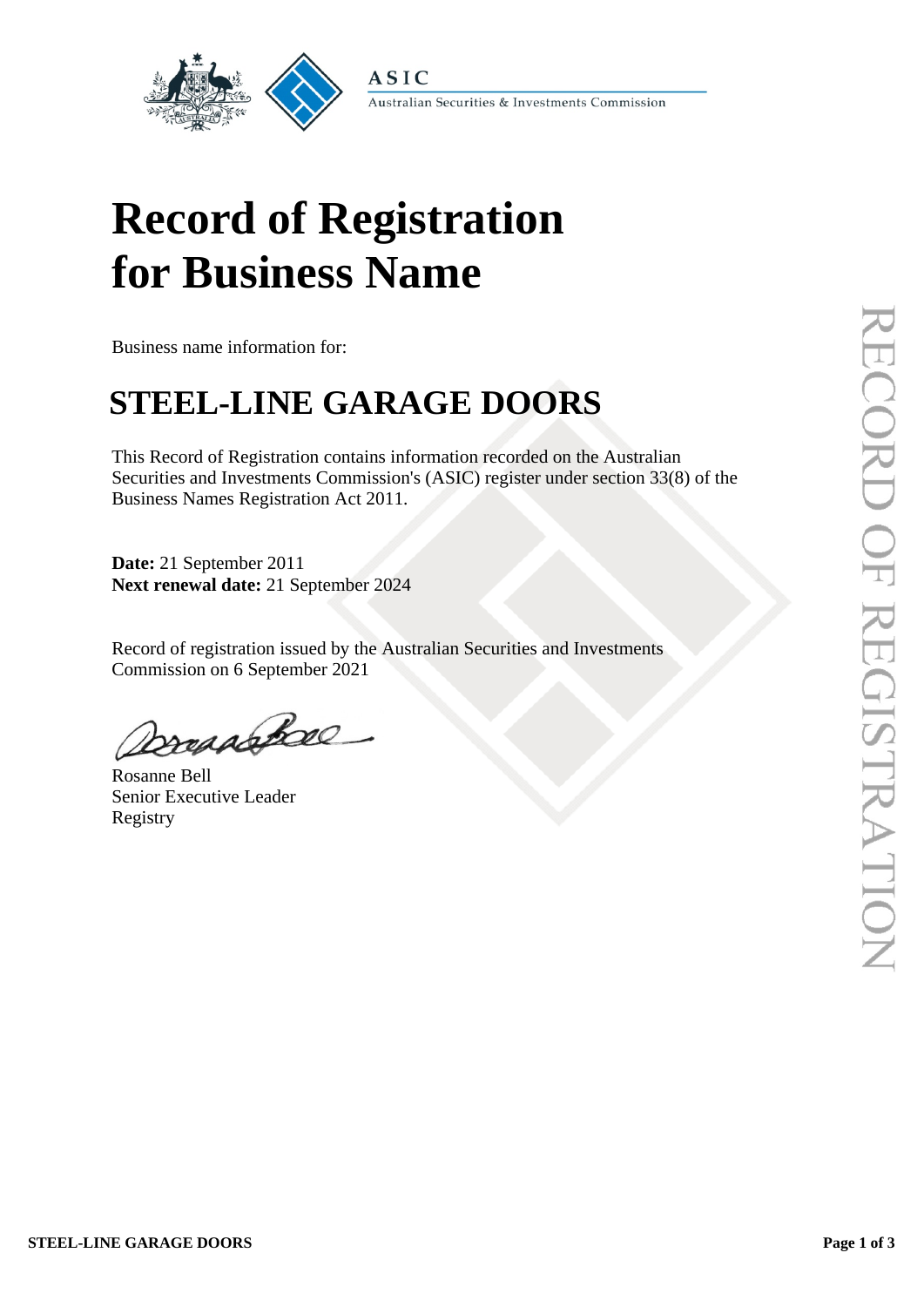ASIC

Australian Securities & Investments Commission

# Record of Registration for Business Name

Business name information for:

## STEEL-LINE GARAGE DOORS

This Record of Registration contains information recorded on the Australian Securities and Investments Commission's (ASIC) register under section 33(8) of the Business Names Registration Act 2011.

**Date:** 21 September 2011
**Next renewal date:** 21 September 2024

Record of registration issued by the Australian Securities and Investments Commission on 6 September 2021

Rosanne Bell
Senior Executive Leader
Registry

RECORD OF REGISTRATION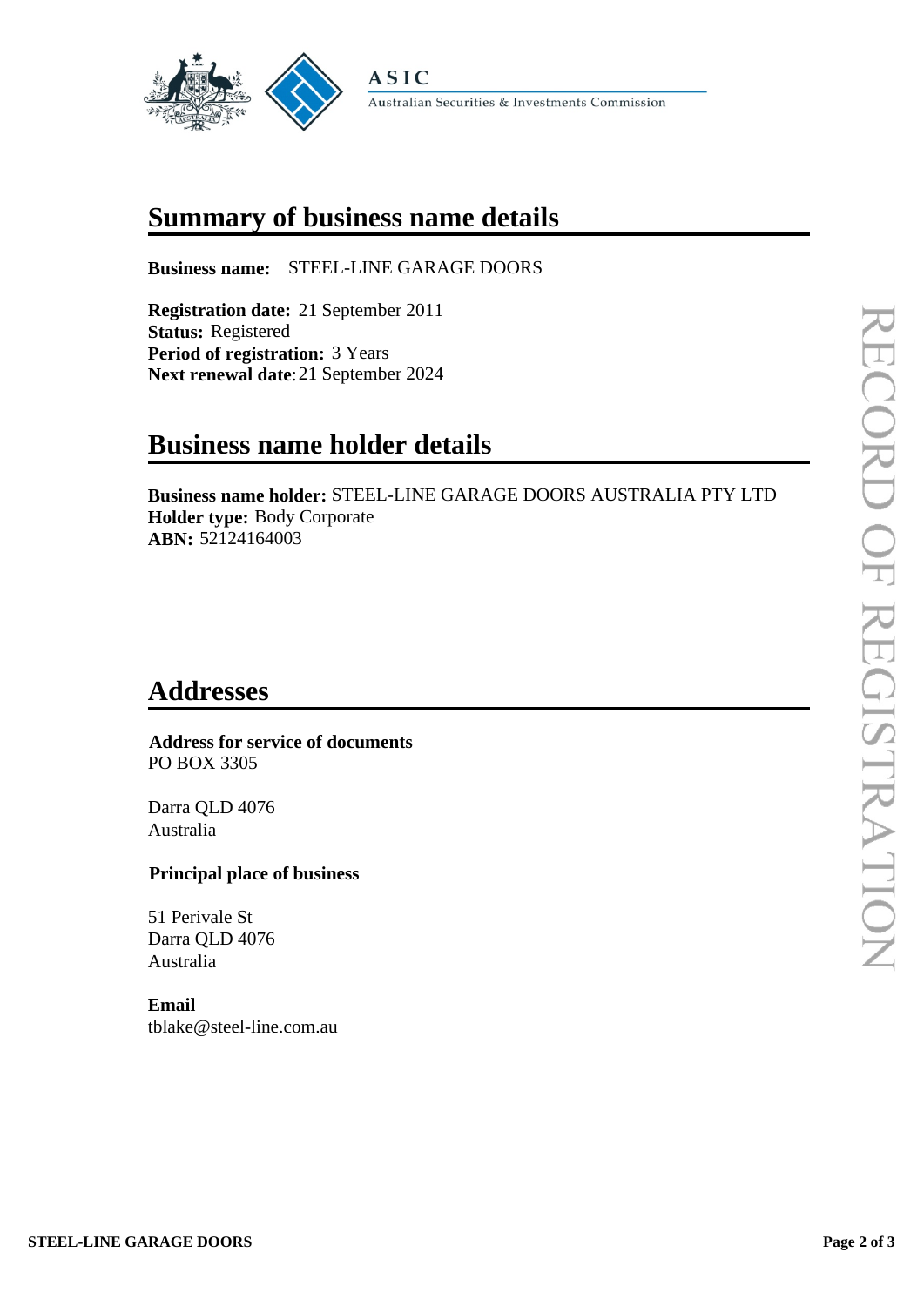ASIC

Australian Securities & Investments Commission

# Summary of business name details

**Business name:** STEEL-LINE GARAGE DOORS

**Registration date:** 21 September 2011
**Status:** Registered
**Period of registration:** 3 Years
**Next renewal date**: 21 September 2024

# Business name holder details

**Business name holder:** STEEL-LINE GARAGE DOORS AUSTRALIA PTY LTD
**Holder type:** Body Corporate
**ABN:** 52124164003

# Addresses

**Address for service of documents**
PO BOX 3305

Darra QLD 4076
Australia

**Principal place of business**

51 Perivale St
Darra QLD 4076
Australia

**Email**
tblake@steel-line.com.au

RECORD OF REGISTRATION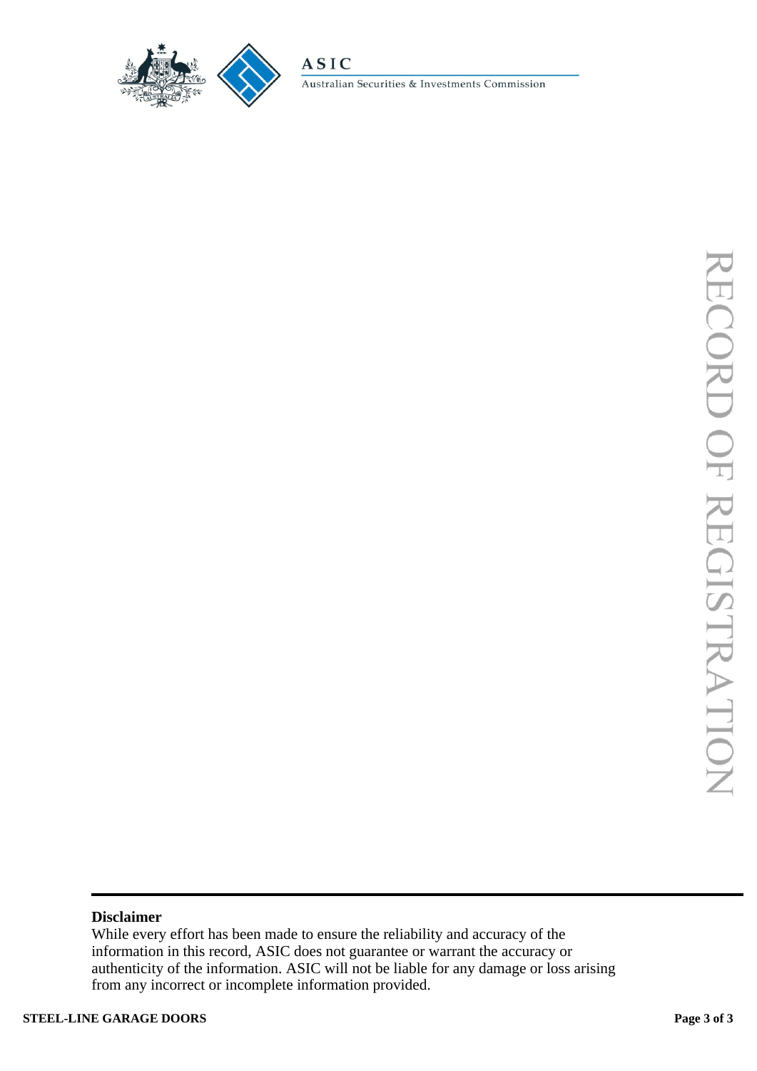ASIC

Australian Securities & Investments Commission

RECORD OF REGISTRATION

**Disclaimer**

While every effort has been made to ensure the reliability and accuracy of the information in this record, ASIC does not guarantee or warrant the accuracy or authenticity of the information. ASIC will not be liable for any damage or loss arising from any incorrect or incomplete information provided.